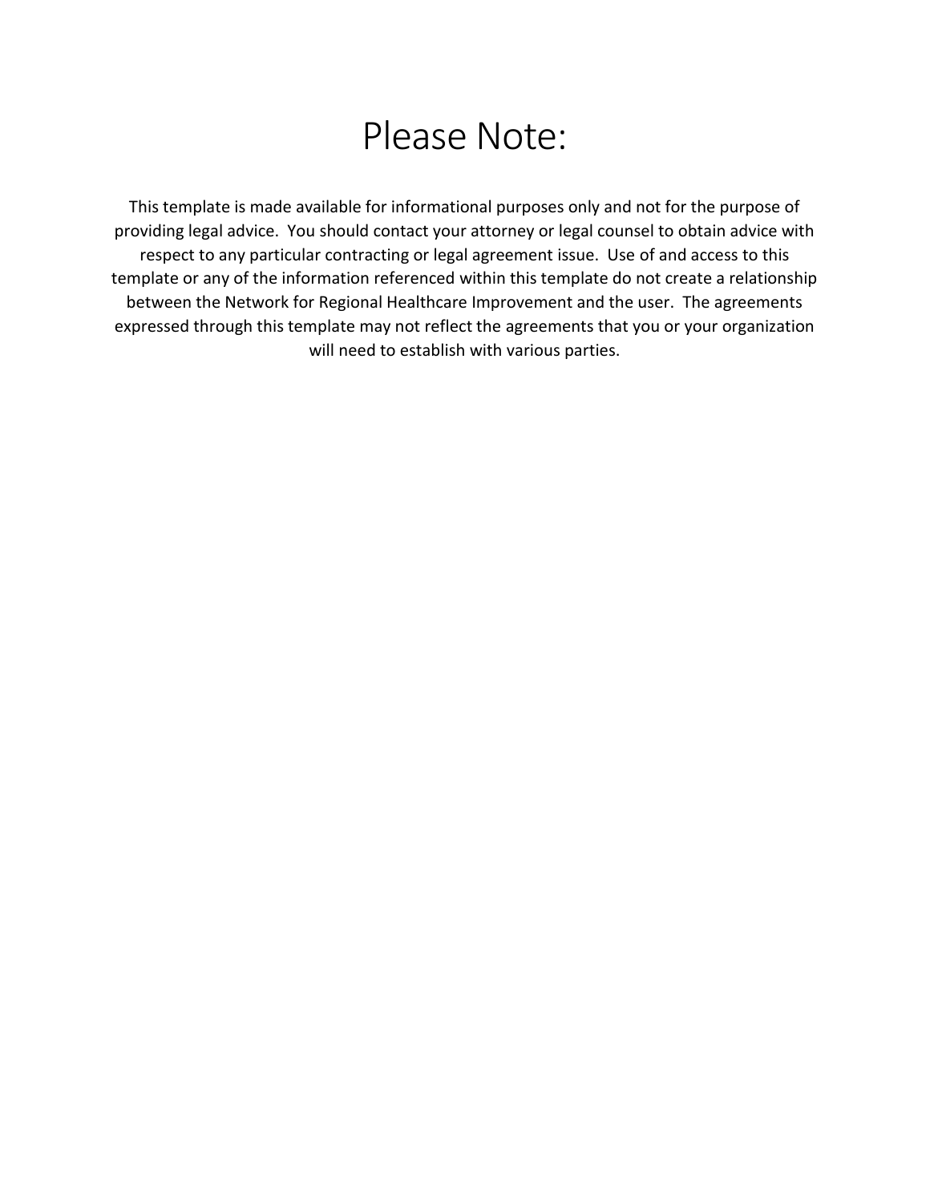# Please Note:

This template is made available for informational purposes only and not for the purpose of providing legal advice. You should contact your attorney or legal counsel to obtain advice with respect to any particular contracting or legal agreement issue. Use of and access to this template or any of the information referenced within this template do not create a relationship between the Network for Regional Healthcare Improvement and the user. The agreements expressed through this template may not reflect the agreements that you or your organization will need to establish with various parties.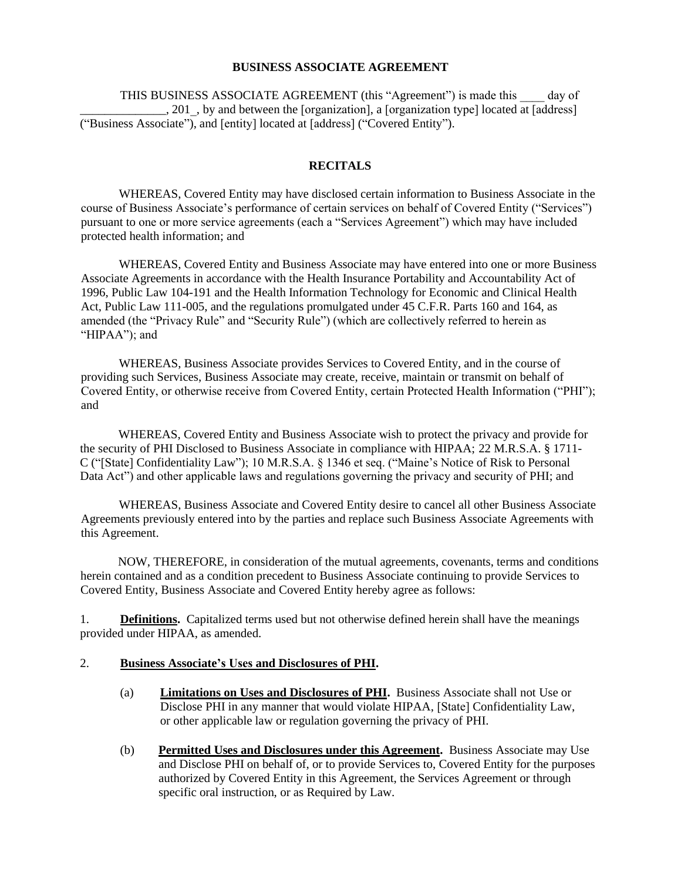**BUSINESS ASSOCIATE AGREEMENT**

THIS BUSINESS ASSOCIATE AGREEMENT (this "Agreement") is made this ____ day of ______________, 201_, by and between the [organization], a [organization type] located at [address] ("Business Associate"), and [entity] located at [address] ("Covered Entity").

**RECITALS**

WHEREAS, Covered Entity may have disclosed certain information to Business Associate in the course of Business Associate's performance of certain services on behalf of Covered Entity ("Services") pursuant to one or more service agreements (each a "Services Agreement") which may have included protected health information; and

WHEREAS, Covered Entity and Business Associate may have entered into one or more Business Associate Agreements in accordance with the Health Insurance Portability and Accountability Act of 1996, Public Law 104-191 and the Health Information Technology for Economic and Clinical Health Act, Public Law 111-005, and the regulations promulgated under 45 C.F.R. Parts 160 and 164, as amended (the "Privacy Rule" and "Security Rule") (which are collectively referred to herein as "HIPAA"); and

WHEREAS, Business Associate provides Services to Covered Entity, and in the course of providing such Services, Business Associate may create, receive, maintain or transmit on behalf of Covered Entity, or otherwise receive from Covered Entity, certain Protected Health Information ("PHI"); and

WHEREAS, Covered Entity and Business Associate wish to protect the privacy and provide for the security of PHI Disclosed to Business Associate in compliance with HIPAA; 22 M.R.S.A. § 1711-C ("[State] Confidentiality Law"); 10 M.R.S.A. § 1346 et seq. ("Maine's Notice of Risk to Personal Data Act") and other applicable laws and regulations governing the privacy and security of PHI; and

WHEREAS, Business Associate and Covered Entity desire to cancel all other Business Associate Agreements previously entered into by the parties and replace such Business Associate Agreements with this Agreement.

NOW, THEREFORE, in consideration of the mutual agreements, covenants, terms and conditions herein contained and as a condition precedent to Business Associate continuing to provide Services to Covered Entity, Business Associate and Covered Entity hereby agree as follows:

1. **Definitions.** Capitalized terms used but not otherwise defined herein shall have the meanings provided under HIPAA, as amended.

2. **Business Associate's Uses and Disclosures of PHI.**

   (a) **Limitations on Uses and Disclosures of PHI.** Business Associate shall not Use or Disclose PHI in any manner that would violate HIPAA, [State] Confidentiality Law, or other applicable law or regulation governing the privacy of PHI.

   (b) **Permitted Uses and Disclosures under this Agreement.** Business Associate may Use and Disclose PHI on behalf of, or to provide Services to, Covered Entity for the purposes authorized by Covered Entity in this Agreement, the Services Agreement or through specific oral instruction, or as Required by Law.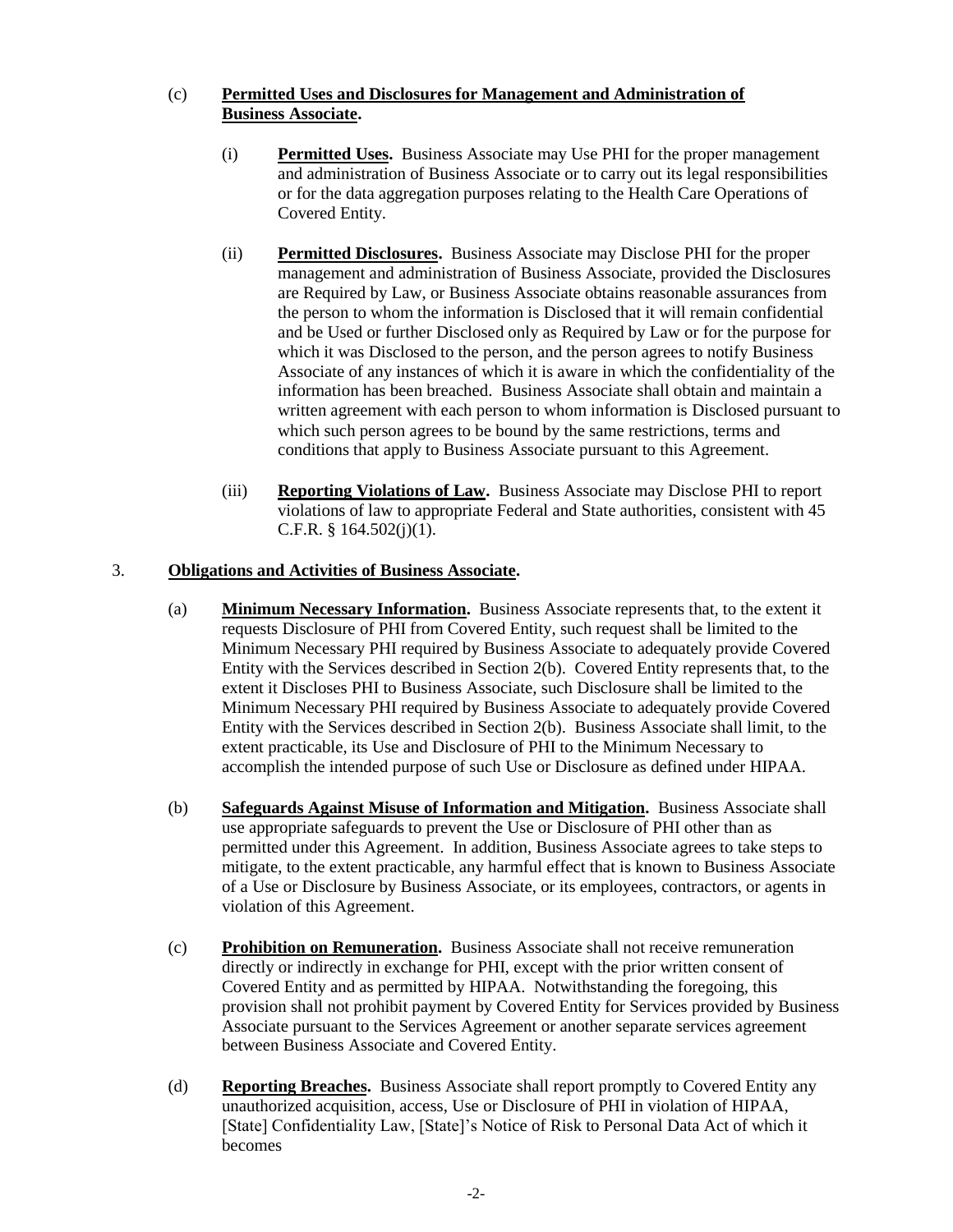(c) **Permitted Uses and Disclosures for Management and Administration of Business Associate.**

(i) **Permitted Uses.** Business Associate may Use PHI for the proper management and administration of Business Associate or to carry out its legal responsibilities or for the data aggregation purposes relating to the Health Care Operations of Covered Entity.

(ii) **Permitted Disclosures.** Business Associate may Disclose PHI for the proper management and administration of Business Associate, provided the Disclosures are Required by Law, or Business Associate obtains reasonable assurances from the person to whom the information is Disclosed that it will remain confidential and be Used or further Disclosed only as Required by Law or for the purpose for which it was Disclosed to the person, and the person agrees to notify Business Associate of any instances of which it is aware in which the confidentiality of the information has been breached. Business Associate shall obtain and maintain a written agreement with each person to whom information is Disclosed pursuant to which such person agrees to be bound by the same restrictions, terms and conditions that apply to Business Associate pursuant to this Agreement.

(iii) **Reporting Violations of Law.** Business Associate may Disclose PHI to report violations of law to appropriate Federal and State authorities, consistent with 45 C.F.R. § 164.502(j)(1).

3. **Obligations and Activities of Business Associate.**

(a) **Minimum Necessary Information.** Business Associate represents that, to the extent it requests Disclosure of PHI from Covered Entity, such request shall be limited to the Minimum Necessary PHI required by Business Associate to adequately provide Covered Entity with the Services described in Section 2(b). Covered Entity represents that, to the extent it Discloses PHI to Business Associate, such Disclosure shall be limited to the Minimum Necessary PHI required by Business Associate to adequately provide Covered Entity with the Services described in Section 2(b). Business Associate shall limit, to the extent practicable, its Use and Disclosure of PHI to the Minimum Necessary to accomplish the intended purpose of such Use or Disclosure as defined under HIPAA.

(b) **Safeguards Against Misuse of Information and Mitigation.** Business Associate shall use appropriate safeguards to prevent the Use or Disclosure of PHI other than as permitted under this Agreement. In addition, Business Associate agrees to take steps to mitigate, to the extent practicable, any harmful effect that is known to Business Associate of a Use or Disclosure by Business Associate, or its employees, contractors, or agents in violation of this Agreement.

(c) **Prohibition on Remuneration.** Business Associate shall not receive remuneration directly or indirectly in exchange for PHI, except with the prior written consent of Covered Entity and as permitted by HIPAA. Notwithstanding the foregoing, this provision shall not prohibit payment by Covered Entity for Services provided by Business Associate pursuant to the Services Agreement or another separate services agreement between Business Associate and Covered Entity.

(d) **Reporting Breaches.** Business Associate shall report promptly to Covered Entity any unauthorized acquisition, access, Use or Disclosure of PHI in violation of HIPAA, [State] Confidentiality Law, [State]'s Notice of Risk to Personal Data Act of which it becomes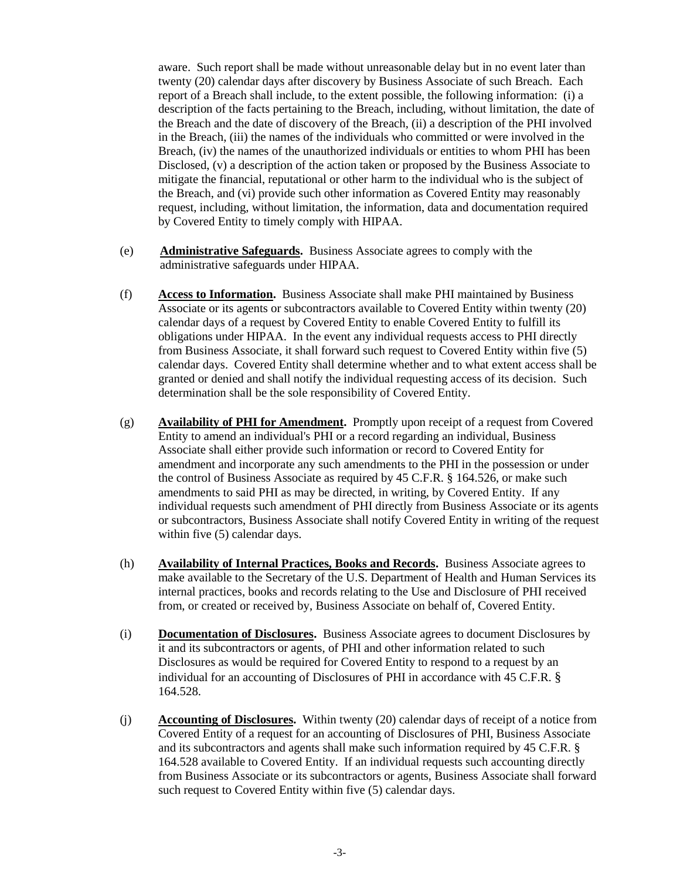aware. Such report shall be made without unreasonable delay but in no event later than twenty (20) calendar days after discovery by Business Associate of such Breach. Each report of a Breach shall include, to the extent possible, the following information: (i) a description of the facts pertaining to the Breach, including, without limitation, the date of the Breach and the date of discovery of the Breach, (ii) a description of the PHI involved in the Breach, (iii) the names of the individuals who committed or were involved in the Breach, (iv) the names of the unauthorized individuals or entities to whom PHI has been Disclosed, (v) a description of the action taken or proposed by the Business Associate to mitigate the financial, reputational or other harm to the individual who is the subject of the Breach, and (vi) provide such other information as Covered Entity may reasonably request, including, without limitation, the information, data and documentation required by Covered Entity to timely comply with HIPAA.

(e) **Administrative Safeguards.** Business Associate agrees to comply with the administrative safeguards under HIPAA.

(f) **Access to Information.** Business Associate shall make PHI maintained by Business Associate or its agents or subcontractors available to Covered Entity within twenty (20) calendar days of a request by Covered Entity to enable Covered Entity to fulfill its obligations under HIPAA. In the event any individual requests access to PHI directly from Business Associate, it shall forward such request to Covered Entity within five (5) calendar days. Covered Entity shall determine whether and to what extent access shall be granted or denied and shall notify the individual requesting access of its decision. Such determination shall be the sole responsibility of Covered Entity.

(g) **Availability of PHI for Amendment.** Promptly upon receipt of a request from Covered Entity to amend an individual's PHI or a record regarding an individual, Business Associate shall either provide such information or record to Covered Entity for amendment and incorporate any such amendments to the PHI in the possession or under the control of Business Associate as required by 45 C.F.R. § 164.526, or make such amendments to said PHI as may be directed, in writing, by Covered Entity. If any individual requests such amendment of PHI directly from Business Associate or its agents or subcontractors, Business Associate shall notify Covered Entity in writing of the request within five (5) calendar days.

(h) **Availability of Internal Practices, Books and Records.** Business Associate agrees to make available to the Secretary of the U.S. Department of Health and Human Services its internal practices, books and records relating to the Use and Disclosure of PHI received from, or created or received by, Business Associate on behalf of, Covered Entity.

(i) **Documentation of Disclosures.** Business Associate agrees to document Disclosures by it and its subcontractors or agents, of PHI and other information related to such Disclosures as would be required for Covered Entity to respond to a request by an individual for an accounting of Disclosures of PHI in accordance with 45 C.F.R. § 164.528.

(j) **Accounting of Disclosures.** Within twenty (20) calendar days of receipt of a notice from Covered Entity of a request for an accounting of Disclosures of PHI, Business Associate and its subcontractors and agents shall make such information required by 45 C.F.R. § 164.528 available to Covered Entity. If an individual requests such accounting directly from Business Associate or its subcontractors or agents, Business Associate shall forward such request to Covered Entity within five (5) calendar days.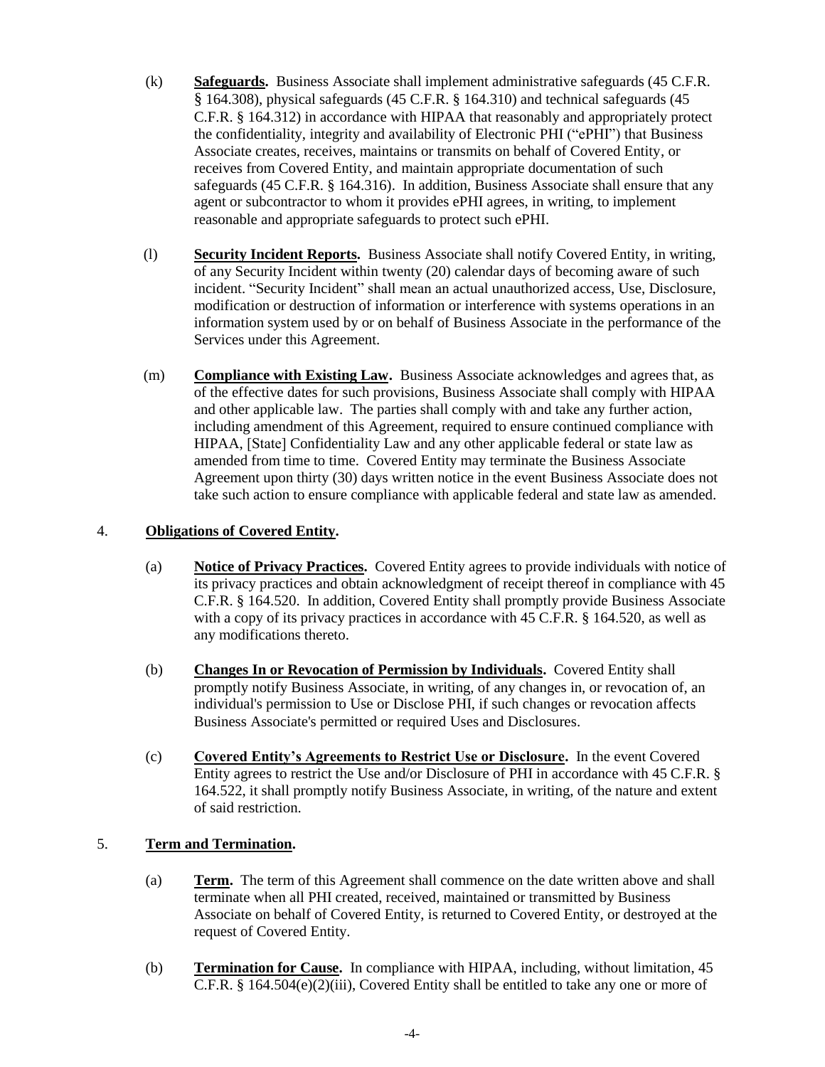(k) **Safeguards.** Business Associate shall implement administrative safeguards (45 C.F.R. § 164.308), physical safeguards (45 C.F.R. § 164.310) and technical safeguards (45 C.F.R. § 164.312) in accordance with HIPAA that reasonably and appropriately protect the confidentiality, integrity and availability of Electronic PHI ("ePHI") that Business Associate creates, receives, maintains or transmits on behalf of Covered Entity, or receives from Covered Entity, and maintain appropriate documentation of such safeguards (45 C.F.R. § 164.316). In addition, Business Associate shall ensure that any agent or subcontractor to whom it provides ePHI agrees, in writing, to implement reasonable and appropriate safeguards to protect such ePHI.

(l) **Security Incident Reports.** Business Associate shall notify Covered Entity, in writing, of any Security Incident within twenty (20) calendar days of becoming aware of such incident. "Security Incident" shall mean an actual unauthorized access, Use, Disclosure, modification or destruction of information or interference with systems operations in an information system used by or on behalf of Business Associate in the performance of the Services under this Agreement.

(m) **Compliance with Existing Law.** Business Associate acknowledges and agrees that, as of the effective dates for such provisions, Business Associate shall comply with HIPAA and other applicable law. The parties shall comply with and take any further action, including amendment of this Agreement, required to ensure continued compliance with HIPAA, [State] Confidentiality Law and any other applicable federal or state law as amended from time to time. Covered Entity may terminate the Business Associate Agreement upon thirty (30) days written notice in the event Business Associate does not take such action to ensure compliance with applicable federal and state law as amended.

4. **Obligations of Covered Entity.**

(a) **Notice of Privacy Practices.** Covered Entity agrees to provide individuals with notice of its privacy practices and obtain acknowledgment of receipt thereof in compliance with 45 C.F.R. § 164.520. In addition, Covered Entity shall promptly provide Business Associate with a copy of its privacy practices in accordance with 45 C.F.R. § 164.520, as well as any modifications thereto.

(b) **Changes In or Revocation of Permission by Individuals.** Covered Entity shall promptly notify Business Associate, in writing, of any changes in, or revocation of, an individual's permission to Use or Disclose PHI, if such changes or revocation affects Business Associate's permitted or required Uses and Disclosures.

(c) **Covered Entity's Agreements to Restrict Use or Disclosure.** In the event Covered Entity agrees to restrict the Use and/or Disclosure of PHI in accordance with 45 C.F.R. § 164.522, it shall promptly notify Business Associate, in writing, of the nature and extent of said restriction.

5. **Term and Termination.**

(a) **Term.** The term of this Agreement shall commence on the date written above and shall terminate when all PHI created, received, maintained or transmitted by Business Associate on behalf of Covered Entity, is returned to Covered Entity, or destroyed at the request of Covered Entity.

(b) **Termination for Cause.** In compliance with HIPAA, including, without limitation, 45 C.F.R. § 164.504(e)(2)(iii), Covered Entity shall be entitled to take any one or more of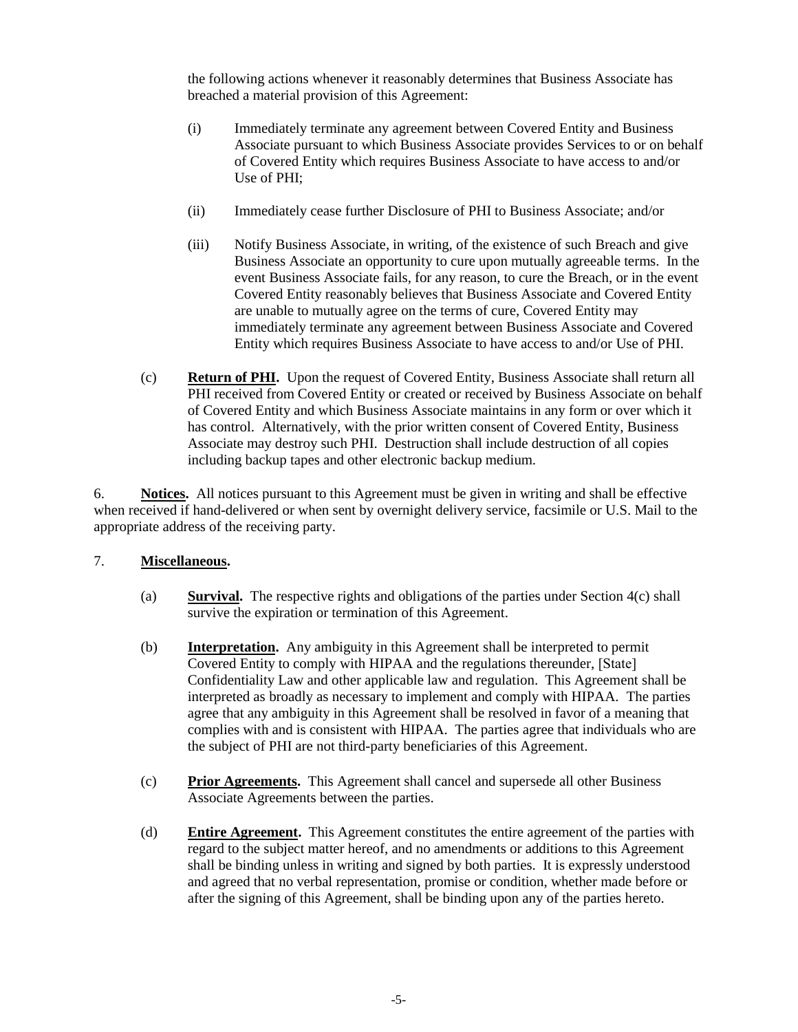the following actions whenever it reasonably determines that Business Associate has breached a material provision of this Agreement:

(i) Immediately terminate any agreement between Covered Entity and Business Associate pursuant to which Business Associate provides Services to or on behalf of Covered Entity which requires Business Associate to have access to and/or Use of PHI;

(ii) Immediately cease further Disclosure of PHI to Business Associate; and/or

(iii) Notify Business Associate, in writing, of the existence of such Breach and give Business Associate an opportunity to cure upon mutually agreeable terms. In the event Business Associate fails, for any reason, to cure the Breach, or in the event Covered Entity reasonably believes that Business Associate and Covered Entity are unable to mutually agree on the terms of cure, Covered Entity may immediately terminate any agreement between Business Associate and Covered Entity which requires Business Associate to have access to and/or Use of PHI.

(c) **Return of PHI.** Upon the request of Covered Entity, Business Associate shall return all PHI received from Covered Entity or created or received by Business Associate on behalf of Covered Entity and which Business Associate maintains in any form or over which it has control. Alternatively, with the prior written consent of Covered Entity, Business Associate may destroy such PHI. Destruction shall include destruction of all copies including backup tapes and other electronic backup medium.

6. **Notices.** All notices pursuant to this Agreement must be given in writing and shall be effective when received if hand-delivered or when sent by overnight delivery service, facsimile or U.S. Mail to the appropriate address of the receiving party.

7. **Miscellaneous.**

(a) **Survival.** The respective rights and obligations of the parties under Section 4(c) shall survive the expiration or termination of this Agreement.

(b) **Interpretation.** Any ambiguity in this Agreement shall be interpreted to permit Covered Entity to comply with HIPAA and the regulations thereunder, [State] Confidentiality Law and other applicable law and regulation. This Agreement shall be interpreted as broadly as necessary to implement and comply with HIPAA. The parties agree that any ambiguity in this Agreement shall be resolved in favor of a meaning that complies with and is consistent with HIPAA. The parties agree that individuals who are the subject of PHI are not third-party beneficiaries of this Agreement.

(c) **Prior Agreements.** This Agreement shall cancel and supersede all other Business Associate Agreements between the parties.

(d) **Entire Agreement.** This Agreement constitutes the entire agreement of the parties with regard to the subject matter hereof, and no amendments or additions to this Agreement shall be binding unless in writing and signed by both parties. It is expressly understood and agreed that no verbal representation, promise or condition, whether made before or after the signing of this Agreement, shall be binding upon any of the parties hereto.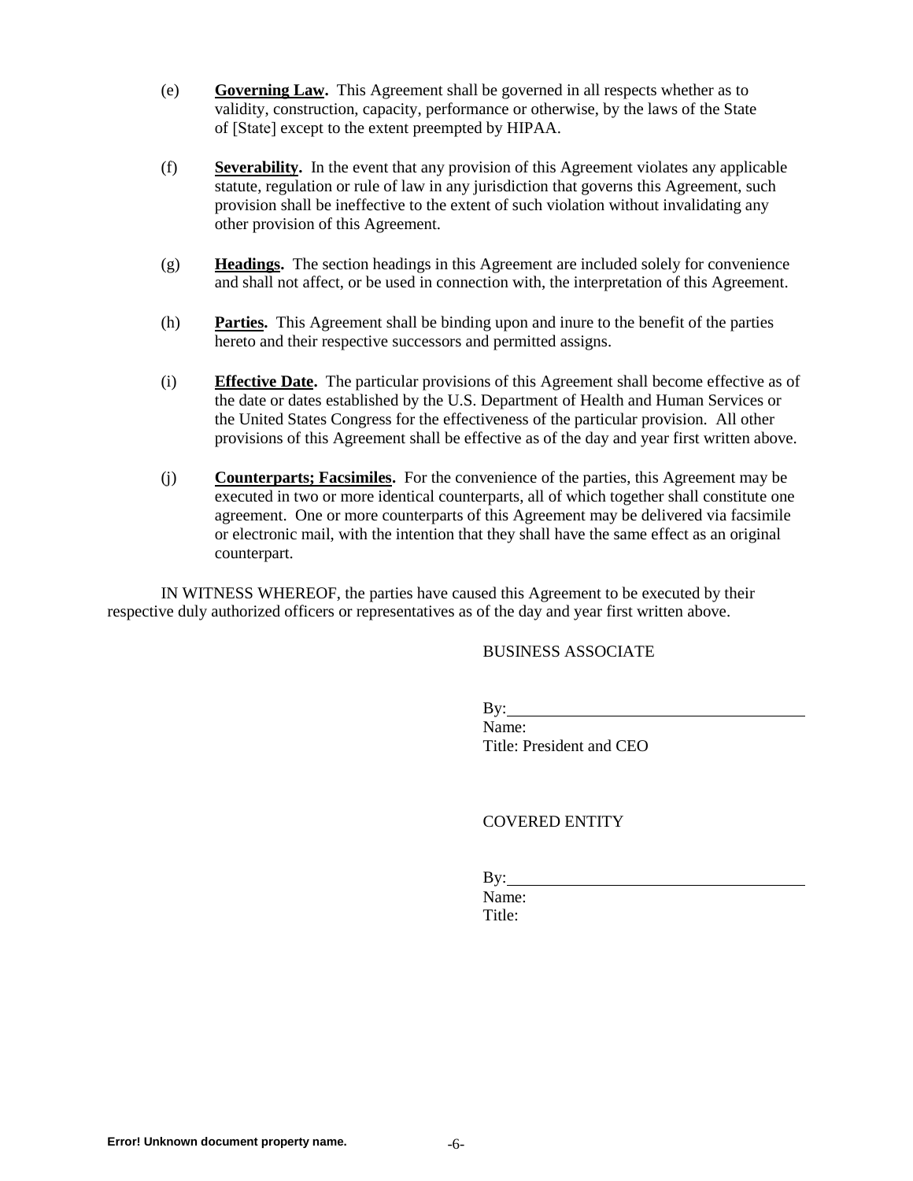(e) **Governing Law.** This Agreement shall be governed in all respects whether as to validity, construction, capacity, performance or otherwise, by the laws of the State of [State] except to the extent preempted by HIPAA.

(f) **Severability.** In the event that any provision of this Agreement violates any applicable statute, regulation or rule of law in any jurisdiction that governs this Agreement, such provision shall be ineffective to the extent of such violation without invalidating any other provision of this Agreement.

(g) **Headings.** The section headings in this Agreement are included solely for convenience and shall not affect, or be used in connection with, the interpretation of this Agreement.

(h) **Parties.** This Agreement shall be binding upon and inure to the benefit of the parties hereto and their respective successors and permitted assigns.

(i) **Effective Date.** The particular provisions of this Agreement shall become effective as of the date or dates established by the U.S. Department of Health and Human Services or the United States Congress for the effectiveness of the particular provision. All other provisions of this Agreement shall be effective as of the day and year first written above.

(j) **Counterparts; Facsimiles.** For the convenience of the parties, this Agreement may be executed in two or more identical counterparts, all of which together shall constitute one agreement. One or more counterparts of this Agreement may be delivered via facsimile or electronic mail, with the intention that they shall have the same effect as an original counterpart.

IN WITNESS WHEREOF, the parties have caused this Agreement to be executed by their respective duly authorized officers or representatives as of the day and year first written above.

BUSINESS ASSOCIATE

By:\_\_\_\_\_\_\_\_\_\_\_\_\_\_\_\_\_\_\_\_\_\_\_\_\_\_\_\_\_\_\_\_\_\_\_\_
Name:
Title: President and CEO

COVERED ENTITY

By:\_\_\_\_\_\_\_\_\_\_\_\_\_\_\_\_\_\_\_\_\_\_\_\_\_\_\_\_\_\_\_\_\_\_\_\_
Name:
Title: